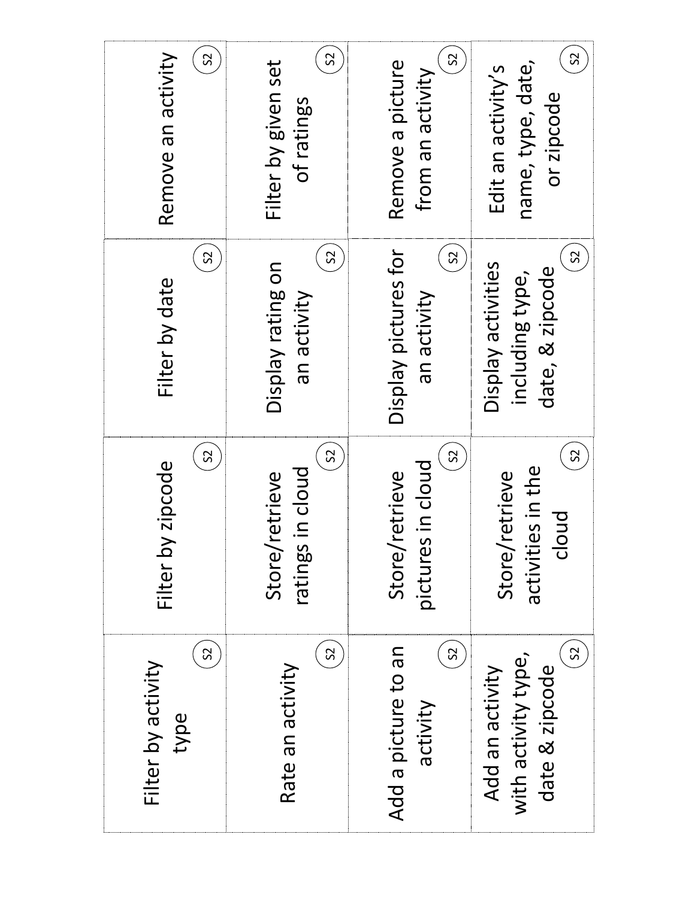| Filter by activity type (S2) | Filter by zipcode (S2) | Filter by date (S2) | Remove an activity (S2) |
|---|---|---|---|
| Rate an activity (S2) | Store/retrieve ratings in cloud (S2) | Display rating on an activity (S2) | Filter by given set of ratings (S2) |
| Add a picture to an activity (S2) | Store/retrieve pictures in cloud (S2) | Display pictures for an activity (S2) | Remove a picture from an activity (S2) |
| Add an activity with activity type, date & zipcode (S2) | Store/retrieve activities in the cloud (S2) | Display activities including type, date, & zipcode (S2) | Edit an activity's name, type, date, or zipcode (S2) |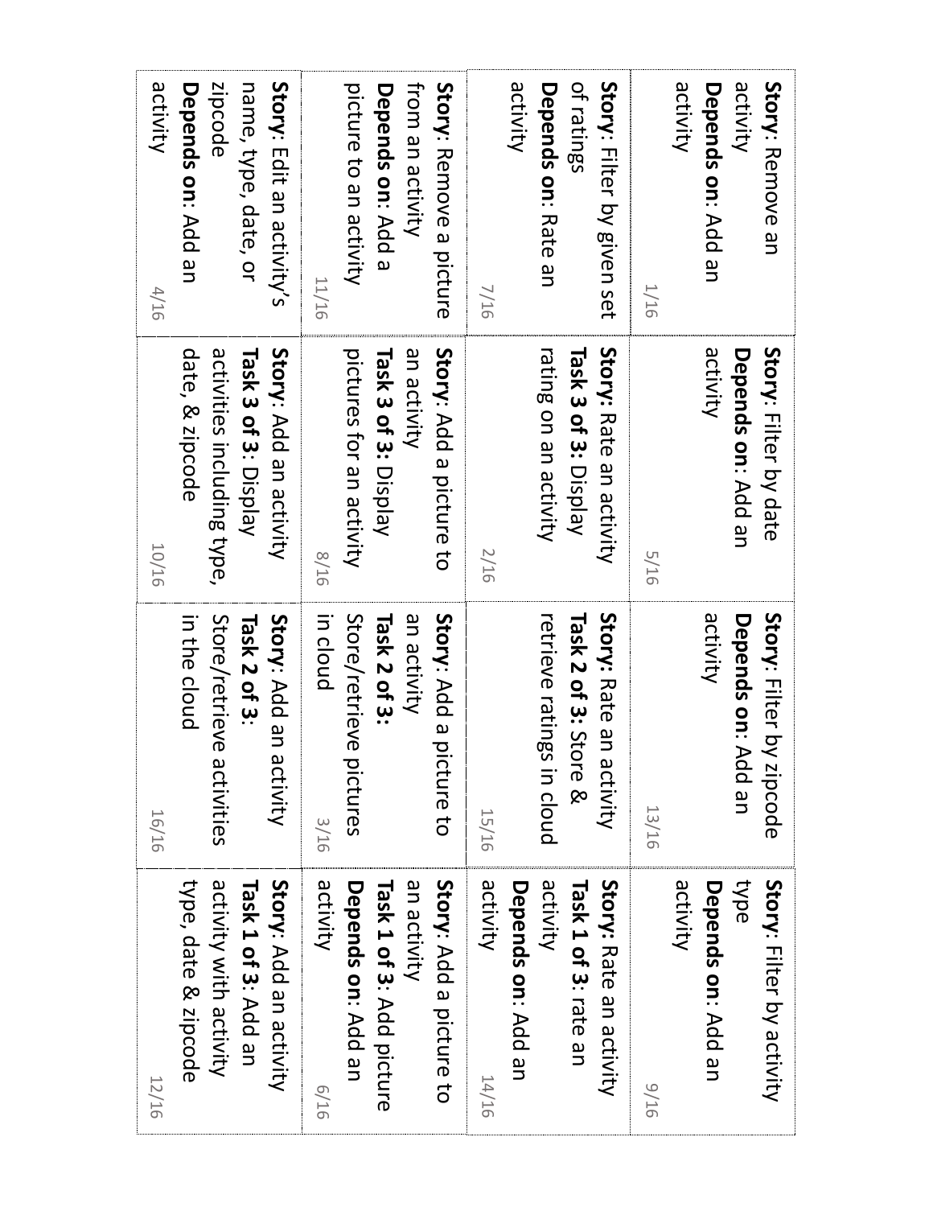| | | | |
|---|---|---|---|
| **Story**: Remove an activity<br>**Depends on**: Add an activity<br>1/16 | **Story**: Filter by date<br>**Depends on**: Add an activity<br>5/16 | **Story**: Filter by zipcode<br>**Depends on**: Add an activity<br>13/16 | **Story**: Filter by activity type<br>**Depends on**: Add an activity<br>9/16 |
| **Story**: Filter by given set of ratings<br>**Depends on**: Rate an activity<br>7/16 | **Story:** Rate an activity<br>**Task 3 of 3:** Display rating on an activity<br>2/16 | **Story:** Rate an activity<br>**Task 2 of 3:** Store & retrieve ratings in cloud<br>15/16 | **Story:** Rate an activity<br>**Task 1 of 3**: rate an activity<br>**Depends on**: Add an activity<br>14/16 |
| **Story**: Remove a picture from an activity<br>**Depends on**: Add a picture to an activity<br>11/16 | **Story**: Add a picture to an activity<br>**Task 3 of 3:** Display pictures for an activity<br>8/16 | **Story**: Add a picture to an activity<br>**Task 2 of 3:** Store/retrieve pictures in cloud<br>3/16 | **Story**: Add a picture to an activity<br>**Task 1 of 3**: Add picture<br>**Depends on**: Add an activity<br>6/16 |
| **Story**: Edit an activity's name, type, date, or zipcode<br>**Depends on**: Add an activity<br>4/16 | **Story**: Add an activity<br>**Task 3 of 3**: Display activities including type, date, & zipcode<br>10/16 | **Story**: Add an activity<br>**Task 2 of 3**: Store/retrieve activities in the cloud<br>16/16 | **Story**: Add an activity<br>**Task 1 of 3**: Add an activity with activity type, date & zipcode<br>12/16 |